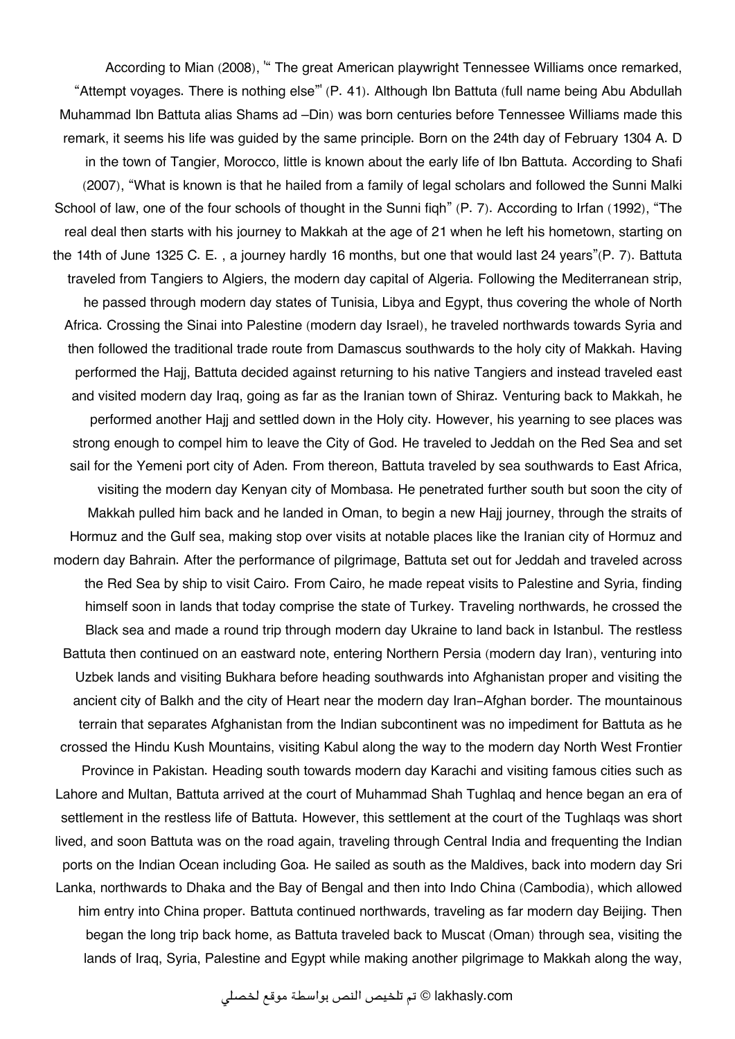According to Mian (2008), "" The great American playwright Tennessee Williams once remarked, "Attempt voyages. There is nothing else"" (P. 41). Although Ibn Battuta (full name being Abu Abdullah Muhammad Ibn Battuta alias Shams ad –Din) was born centuries before Tennessee Williams made this remark, it seems his life was guided by the same principle. Born on the 24th day of February 1304 A. D in the town of Tangier, Morocco, little is known about the early life of Ibn Battuta. According to Shafi (2007), "What is known is that he hailed from a family of legal scholars and followed the Sunni Malki School of law, one of the four schools of thought in the Sunni fiqh" (P. 7). According to Irfan (1992), "The real deal then starts with his journey to Makkah at the age of 21 when he left his hometown, starting on the 14th of June 1325 C. E. , a journey hardly 16 months, but one that would last 24 years"(P. 7). Battuta traveled from Tangiers to Algiers, the modern day capital of Algeria. Following the Mediterranean strip, he passed through modern day states of Tunisia, Libya and Egypt, thus covering the whole of North Africa. Crossing the Sinai into Palestine (modern day Israel), he traveled northwards towards Syria and then followed the traditional trade route from Damascus southwards to the holy city of Makkah. Having performed the Hajj, Battuta decided against returning to his native Tangiers and instead traveled east and visited modern day Iraq, going as far as the Iranian town of Shiraz. Venturing back to Makkah, he performed another Hajj and settled down in the Holy city. However, his yearning to see places was strong enough to compel him to leave the City of God. He traveled to Jeddah on the Red Sea and set sail for the Yemeni port city of Aden. From thereon, Battuta traveled by sea southwards to East Africa, visiting the modern day Kenyan city of Mombasa. He penetrated further south but soon the city of Makkah pulled him back and he landed in Oman, to begin a new Hajj journey, through the straits of Hormuz and the Gulf sea, making stop over visits at notable places like the Iranian city of Hormuz and modern day Bahrain. After the performance of pilgrimage, Battuta set out for Jeddah and traveled across the Red Sea by ship to visit Cairo. From Cairo, he made repeat visits to Palestine and Syria, finding himself soon in lands that today comprise the state of Turkey. Traveling northwards, he crossed the Black sea and made a round trip through modern day Ukraine to land back in Istanbul. The restless Battuta then continued on an eastward note, entering Northern Persia (modern day Iran), venturing into Uzbek lands and visiting Bukhara before heading southwards into Afghanistan proper and visiting the ancient city of Balkh and the city of Heart near the modern day Iran-Afghan border. The mountainous terrain that separates Afghanistan from the Indian subcontinent was no impediment for Battuta as he crossed the Hindu Kush Mountains, visiting Kabul along the way to the modern day North West Frontier Province in Pakistan. Heading south towards modern day Karachi and visiting famous cities such as Lahore and Multan, Battuta arrived at the court of Muhammad Shah Tughlaq and hence began an era of settlement in the restless life of Battuta. However, this settlement at the court of the Tughlaqs was short lived, and soon Battuta was on the road again, traveling through Central India and frequenting the Indian ports on the Indian Ocean including Goa. He sailed as south as the Maldives, back into modern day Sri Lanka, northwards to Dhaka and the Bay of Bengal and then into Indo China (Cambodia), which allowed him entry into China proper. Battuta continued northwards, traveling as far modern day Beijing. Then began the long trip back home, as Battuta traveled back to Muscat (Oman) through sea, visiting the lands of Iraq, Syria, Palestine and Egypt while making another pilgrimage to Makkah along the way,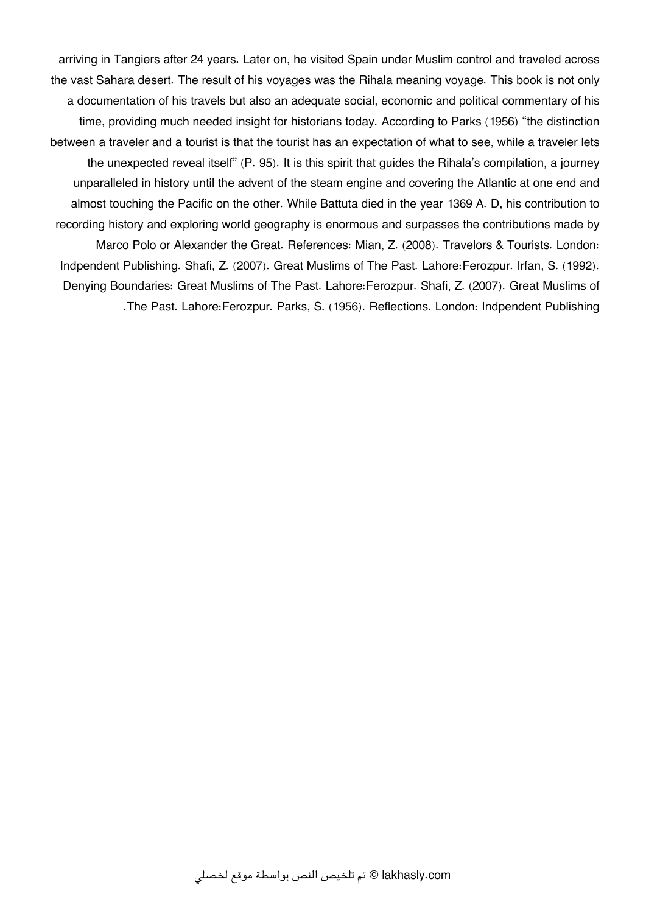arriving in Tangiers after 24 years. Later on, he visited Spain under Muslim control and traveled across the vast Sahara desert. The result of his voyages was the Rihala meaning voyage. This book is not only a documentation of his travels but also an adequate social, economic and political commentary of his time, providing much needed insight for historians today. According to Parks (1956) "the distinction between a traveler and a tourist is that the tourist has an expectation of what to see, while a traveler lets the unexpected reveal itself" (P. 95). It is this spirit that guides the Rihala's compilation, a journey unparalleled in history until the advent of the steam engine and covering the Atlantic at one end and almost touching the Pacific on the other. While Battuta died in the year 1369 A. D, his contribution to recording history and exploring world geography is enormous and surpasses the contributions made by Marco Polo or Alexander the Great. References: Mian, Z. (2008). Travelors & Tourists. London: Indpendent Publishing. Shafi, Z. (2007). Great Muslims of The Past. Lahore:Ferozpur. Irfan, S. (1992). Denying Boundaries: Great Muslims of The Past. Lahore:Ferozpur. Shafi, Z. (2007). Great Muslims of The Past. Lahore:Ferozpur. Parks, S. (1956). Reflections. London: Indpendent Publishing.